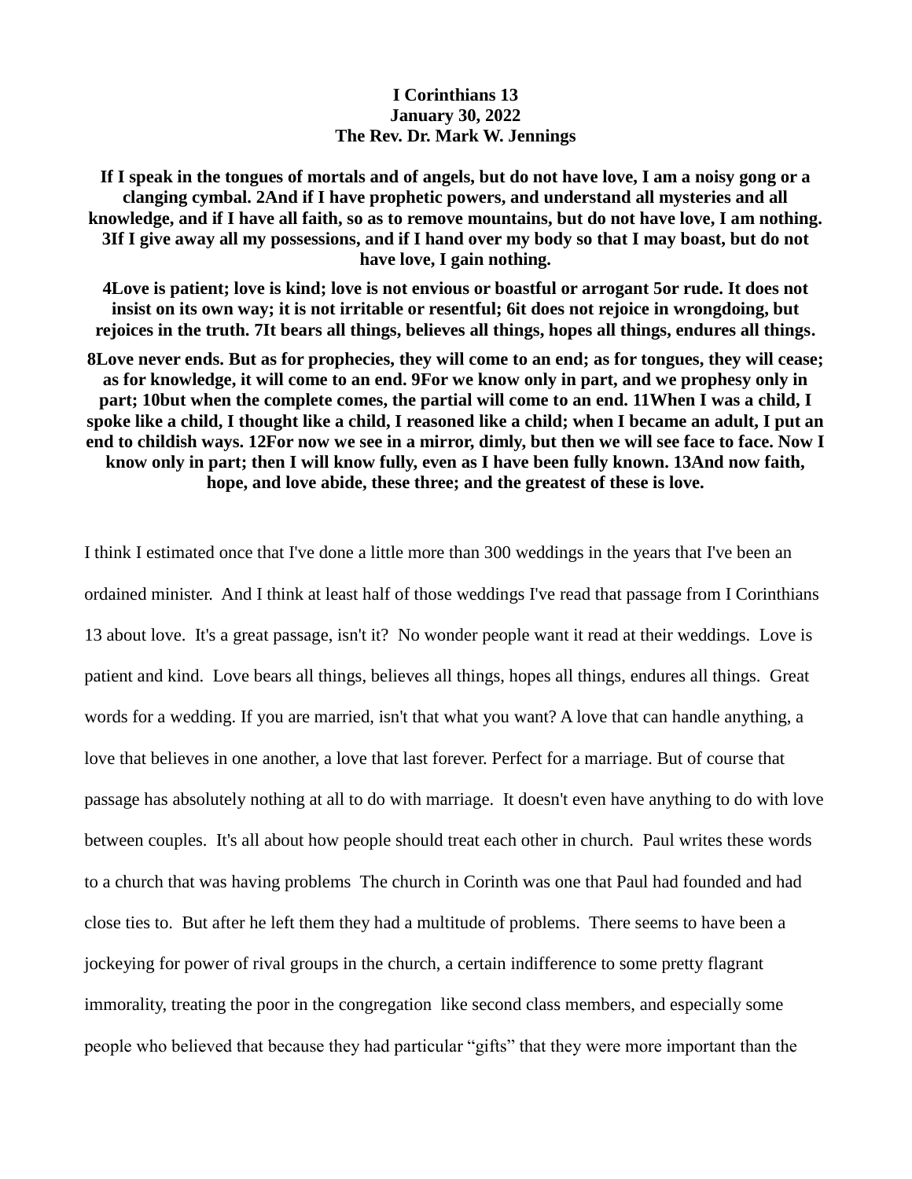**I Corinthians 13**
**January 30, 2022**
**The Rev. Dr. Mark W. Jennings**

**If I speak in the tongues of mortals and of angels, but do not have love, I am a noisy gong or a clanging cymbal. 2And if I have prophetic powers, and understand all mysteries and all knowledge, and if I have all faith, so as to remove mountains, but do not have love, I am nothing. 3If I give away all my possessions, and if I hand over my body so that I may boast, but do not have love, I gain nothing.**

**4Love is patient; love is kind; love is not envious or boastful or arrogant 5or rude. It does not insist on its own way; it is not irritable or resentful; 6it does not rejoice in wrongdoing, but rejoices in the truth. 7It bears all things, believes all things, hopes all things, endures all things.**

**8Love never ends. But as for prophecies, they will come to an end; as for tongues, they will cease; as for knowledge, it will come to an end. 9For we know only in part, and we prophesy only in part; 10but when the complete comes, the partial will come to an end. 11When I was a child, I spoke like a child, I thought like a child, I reasoned like a child; when I became an adult, I put an end to childish ways. 12For now we see in a mirror, dimly, but then we will see face to face. Now I know only in part; then I will know fully, even as I have been fully known. 13And now faith, hope, and love abide, these three; and the greatest of these is love.**

I think I estimated once that I've done a little more than 300 weddings in the years that I've been an ordained minister. And I think at least half of those weddings I've read that passage from I Corinthians 13 about love. It's a great passage, isn't it? No wonder people want it read at their weddings. Love is patient and kind. Love bears all things, believes all things, hopes all things, endures all things. Great words for a wedding. If you are married, isn't that what you want? A love that can handle anything, a love that believes in one another, a love that last forever. Perfect for a marriage. But of course that passage has absolutely nothing at all to do with marriage. It doesn't even have anything to do with love between couples. It's all about how people should treat each other in church. Paul writes these words to a church that was having problems The church in Corinth was one that Paul had founded and had close ties to. But after he left them they had a multitude of problems. There seems to have been a jockeying for power of rival groups in the church, a certain indifference to some pretty flagrant immorality, treating the poor in the congregation like second class members, and especially some people who believed that because they had particular "gifts" that they were more important than the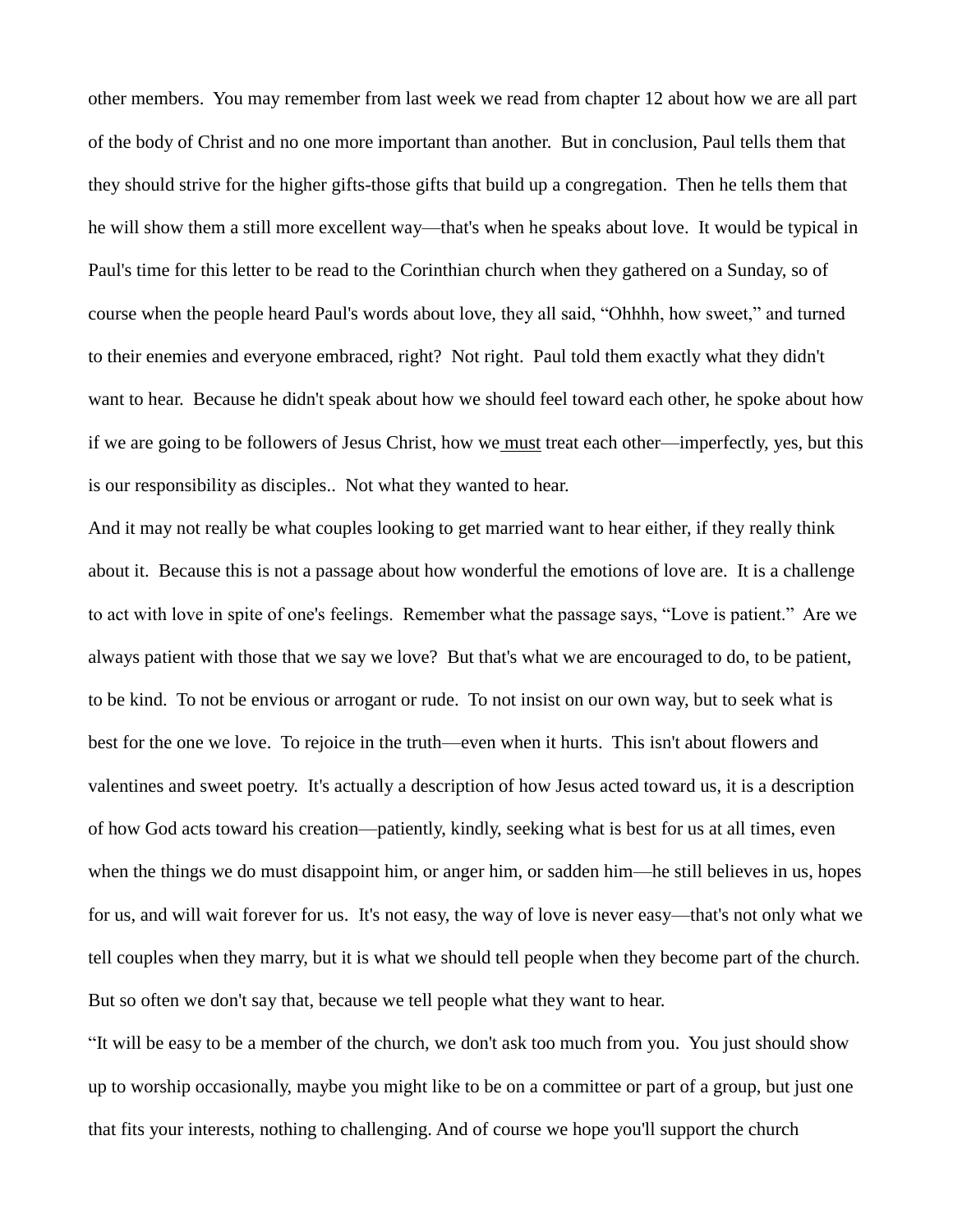other members.  You may remember from last week we read from chapter 12 about how we are all part of the body of Christ and no one more important than another.  But in conclusion, Paul tells them that they should strive for the higher gifts-those gifts that build up a congregation.  Then he tells them that he will show them a still more excellent way—that's when he speaks about love.  It would be typical in Paul's time for this letter to be read to the Corinthian church when they gathered on a Sunday, so of course when the people heard Paul's words about love, they all said, “Ohhhh, how sweet,” and turned to their enemies and everyone embraced, right?  Not right.  Paul told them exactly what they didn't want to hear.  Because he didn't speak about how we should feel toward each other, he spoke about how if we are going to be followers of Jesus Christ, how we <u>must</u> treat each other—imperfectly, yes, but this is our responsibility as disciples..  Not what they wanted to hear.

And it may not really be what couples looking to get married want to hear either, if they really think about it.  Because this is not a passage about how wonderful the emotions of love are.  It is a challenge to act with love in spite of one's feelings.  Remember what the passage says, “Love is patient.”  Are we always patient with those that we say we love?  But that's what we are encouraged to do, to be patient, to be kind.  To not be envious or arrogant or rude.  To not insist on our own way, but to seek what is best for the one we love.  To rejoice in the truth—even when it hurts.  This isn't about flowers and valentines and sweet poetry.  It's actually a description of how Jesus acted toward us, it is a description of how God acts toward his creation—patiently, kindly, seeking what is best for us at all times, even when the things we do must disappoint him, or anger him, or sadden him—he still believes in us, hopes for us, and will wait forever for us.  It's not easy, the way of love is never easy—that's not only what we tell couples when they marry, but it is what we should tell people when they become part of the church. But so often we don't say that, because we tell people what they want to hear.

“It will be easy to be a member of the church, we don't ask too much from you.  You just should show up to worship occasionally, maybe you might like to be on a committee or part of a group, but just one that fits your interests, nothing to challenging. And of course we hope you'll support the church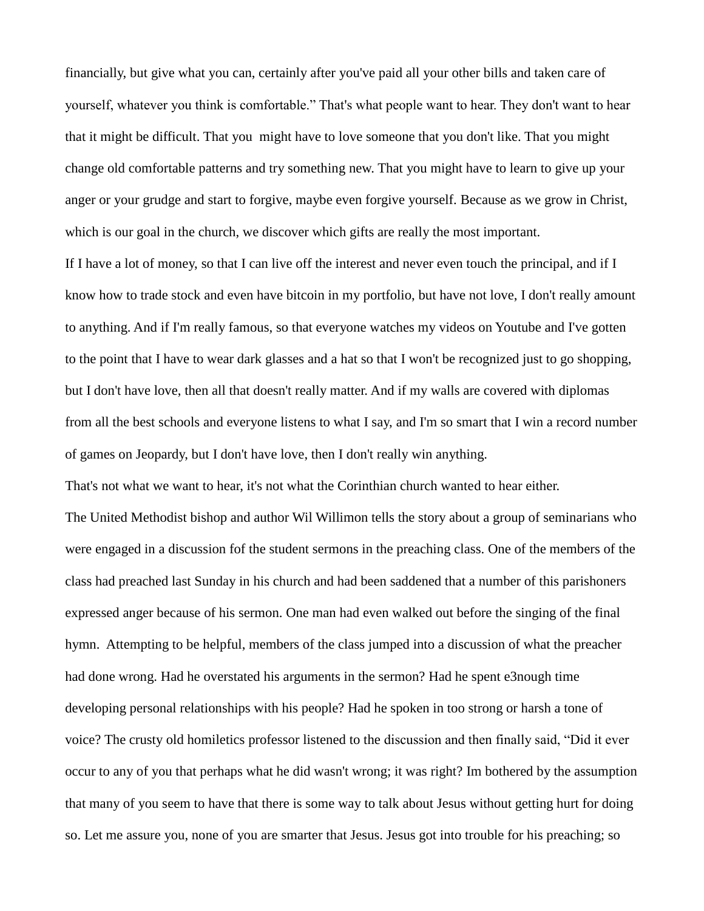financially, but give what you can, certainly after you've paid all your other bills and taken care of yourself, whatever you think is comfortable." That's what people want to hear. They don't want to hear that it might be difficult. That you  might have to love someone that you don't like. That you might change old comfortable patterns and try something new. That you might have to learn to give up your anger or your grudge and start to forgive, maybe even forgive yourself. Because as we grow in Christ, which is our goal in the church, we discover which gifts are really the most important.

If I have a lot of money, so that I can live off the interest and never even touch the principal, and if I know how to trade stock and even have bitcoin in my portfolio, but have not love, I don't really amount to anything. And if I'm really famous, so that everyone watches my videos on Youtube and I've gotten to the point that I have to wear dark glasses and a hat so that I won't be recognized just to go shopping, but I don't have love, then all that doesn't really matter. And if my walls are covered with diplomas from all the best schools and everyone listens to what I say, and I'm so smart that I win a record number of games on Jeopardy, but I don't have love, then I don't really win anything.

That's not what we want to hear, it's not what the Corinthian church wanted to hear either.

The United Methodist bishop and author Wil Willimon tells the story about a group of seminarians who were engaged in a discussion fof the student sermons in the preaching class. One of the members of the class had preached last Sunday in his church and had been saddened that a number of this parishoners expressed anger because of his sermon. One man had even walked out before the singing of the final hymn.  Attempting to be helpful, members of the class jumped into a discussion of what the preacher had done wrong. Had he overstated his arguments in the sermon? Had he spent e3nough time developing personal relationships with his people? Had he spoken in too strong or harsh a tone of voice? The crusty old homiletics professor listened to the discussion and then finally said, "Did it ever occur to any of you that perhaps what he did wasn't wrong; it was right? Im bothered by the assumption that many of you seem to have that there is some way to talk about Jesus without getting hurt for doing so. Let me assure you, none of you are smarter that Jesus. Jesus got into trouble for his preaching; so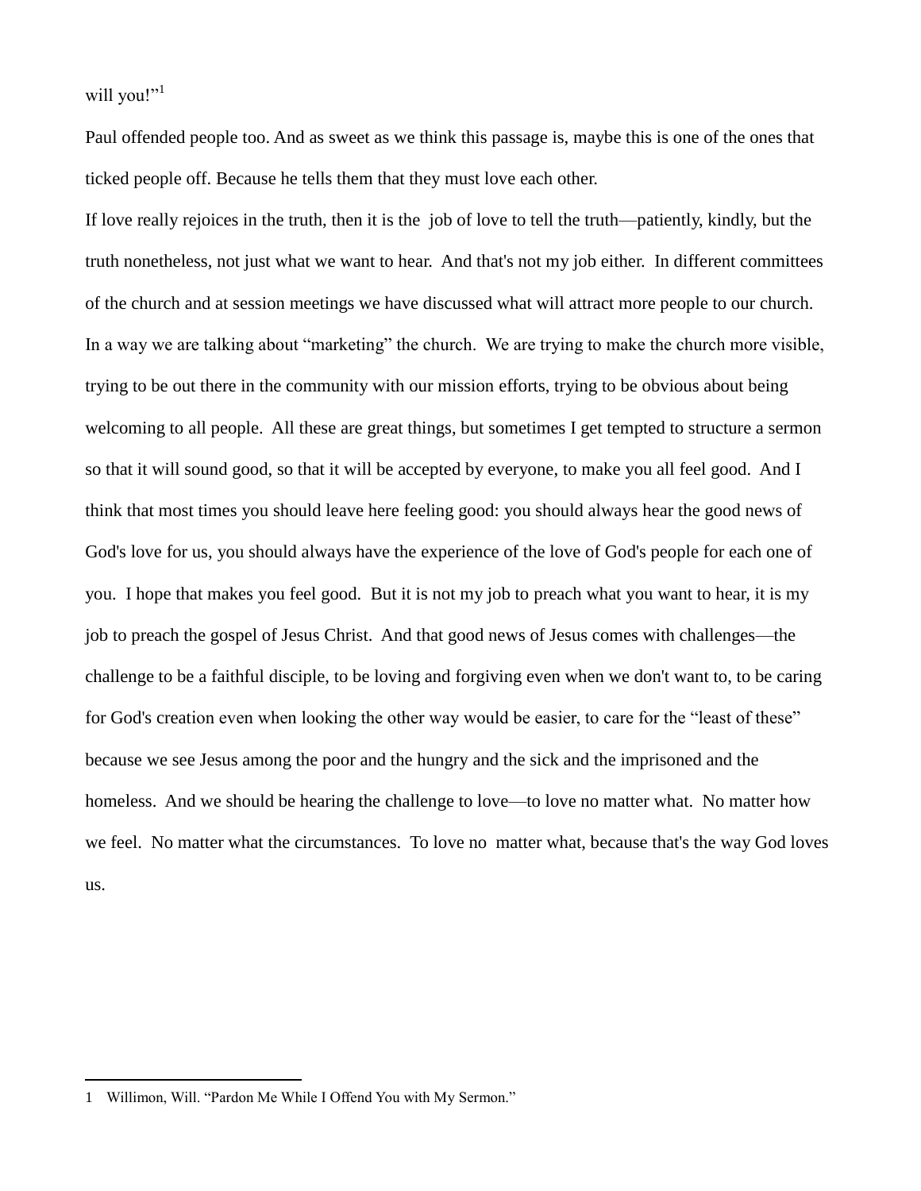will you!"[1]

Paul offended people too. And as sweet as we think this passage is, maybe this is one of the ones that ticked people off. Because he tells them that they must love each other.

If love really rejoices in the truth, then it is the job of love to tell the truth—patiently, kindly, but the truth nonetheless, not just what we want to hear. And that's not my job either. In different committees of the church and at session meetings we have discussed what will attract more people to our church. In a way we are talking about "marketing" the church. We are trying to make the church more visible, trying to be out there in the community with our mission efforts, trying to be obvious about being welcoming to all people. All these are great things, but sometimes I get tempted to structure a sermon so that it will sound good, so that it will be accepted by everyone, to make you all feel good. And I think that most times you should leave here feeling good: you should always hear the good news of God's love for us, you should always have the experience of the love of God's people for each one of you. I hope that makes you feel good. But it is not my job to preach what you want to hear, it is my job to preach the gospel of Jesus Christ. And that good news of Jesus comes with challenges—the challenge to be a faithful disciple, to be loving and forgiving even when we don't want to, to be caring for God's creation even when looking the other way would be easier, to care for the "least of these" because we see Jesus among the poor and the hungry and the sick and the imprisoned and the homeless. And we should be hearing the challenge to love—to love no matter what. No matter how we feel. No matter what the circumstances. To love no matter what, because that's the way God loves us.

---

1 Willimon, Will. "Pardon Me While I Offend You with My Sermon."